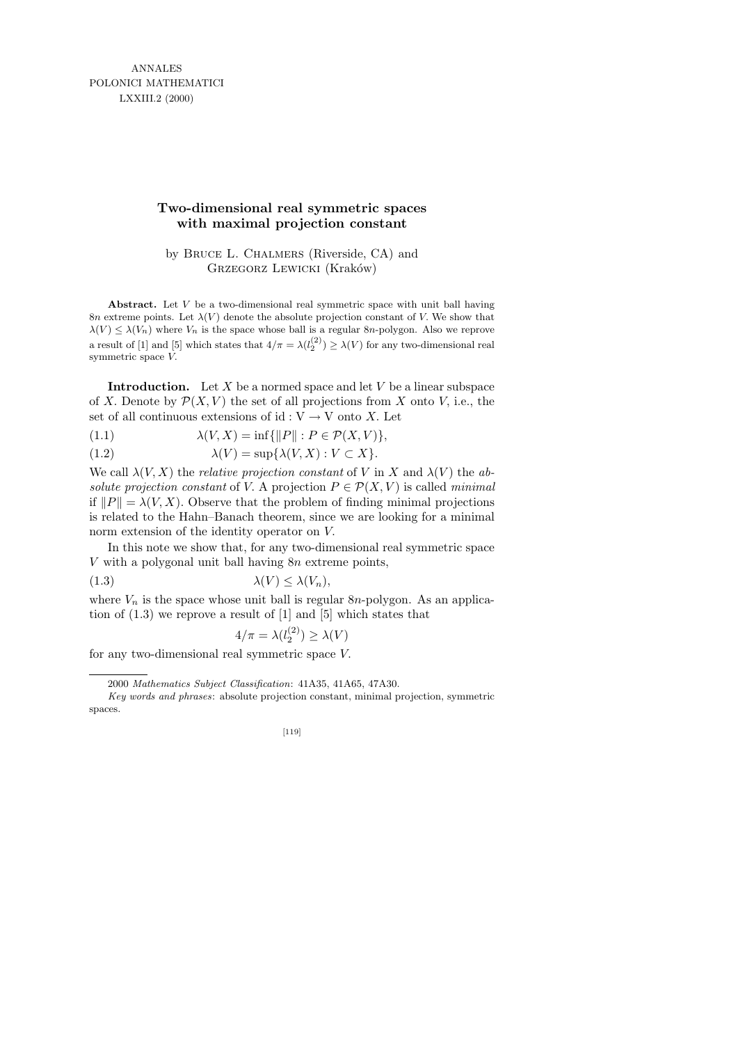# Two-dimensional real symmetric spaces with maximal projection constant

by Bruce L. Chalmers (Riverside, CA) and Grzegorz Lewicki (Kraków)

**Abstract.** Let $V$ be a two-dimensional real symmetric space with unit ball having $8n$ extreme points. Let $\lambda(V)$ denote the absolute projection constant of $V$. We show that $\lambda(V) \le \lambda(V_n)$ where $V_n$ is the space whose ball is a regular $8n$-polygon. Also we reprove a result of [1] and [5] which states that $4/\pi = \lambda(l_2^{(2)}) \ge \lambda(V)$ for any two-dimensional real symmetric space $V$.

**Introduction.** Let $X$ be a normed space and let $V$ be a linear subspace of $X$. Denote by $\mathcal{P}(X, V)$ the set of all projections from $X$ onto $V$, i.e., the set of all continuous extensions of $\mathrm{id} : \mathrm{V} \to \mathrm{V}$ onto $X$. Let

$$\lambda(V, X) = \inf\{\|P\| : P \in \mathcal{P}(X, V)\}, \tag{1.1}$$

$$\lambda(V) = \sup\{\lambda(V, X) : V \subset X\}. \tag{1.2}$$

We call $\lambda(V, X)$ the *relative projection constant* of $V$ in $X$ and $\lambda(V)$ the *absolute projection constant* of $V$. A projection $P \in \mathcal{P}(X, V)$ is called *minimal* if $\|P\| = \lambda(V, X)$. Observe that the problem of finding minimal projections is related to the Hahn–Banach theorem, since we are looking for a minimal norm extension of the identity operator on $V$.

In this note we show that, for any two-dimensional real symmetric space $V$ with a polygonal unit ball having $8n$ extreme points,

$$\lambda(V) \le \lambda(V_n), \tag{1.3}$$

where $V_n$ is the space whose unit ball is regular $8n$-polygon. As an application of (1.3) we reprove a result of [1] and [5] which states that

$$4/\pi = \lambda(l_2^{(2)}) \ge \lambda(V)$$

for any two-dimensional real symmetric space $V$.

---

2000 *Mathematics Subject Classification*: 41A35, 41A65, 47A30.

*Key words and phrases*: absolute projection constant, minimal projection, symmetric spaces.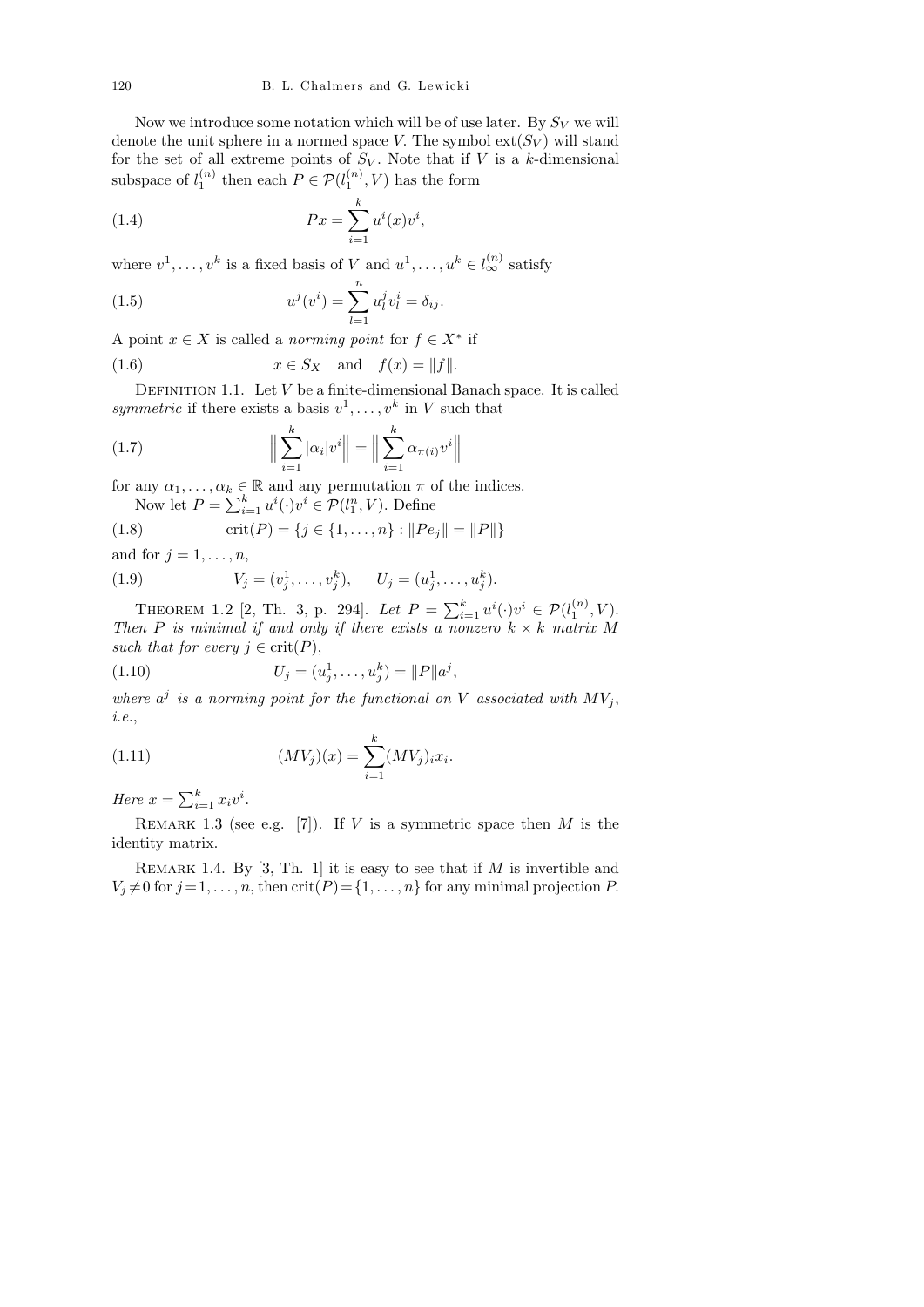Now we introduce some notation which will be of use later. By $S_V$ we will denote the unit sphere in a normed space $V$. The symbol $\mathrm{ext}(S_V)$ will stand for the set of all extreme points of $S_V$. Note that if $V$ is a $k$-dimensional subspace of $l_1^{(n)}$ then each $P \in \mathcal{P}(l_1^{(n)}, V)$ has the form

$$Px = \sum_{i=1}^{k} u^i(x) v^i, \tag{1.4}$$

where $v^1, \ldots, v^k$ is a fixed basis of $V$ and $u^1, \ldots, u^k \in l_\infty^{(n)}$ satisfy

$$u^j(v^i) = \sum_{l=1}^{n} u_l^j v_l^i = \delta_{ij}. \tag{1.5}$$

A point $x \in X$ is called a *norming point* for $f \in X^*$ if

$$x \in S_X \quad \text{and} \quad f(x) = \|f\|. \tag{1.6}$$

Definition 1.1. Let $V$ be a finite-dimensional Banach space. It is called *symmetric* if there exists a basis $v^1, \ldots, v^k$ in $V$ such that

$$\Big\| \sum_{i=1}^{k} |\alpha_i| v^i \Big\| = \Big\| \sum_{i=1}^{k} \alpha_{\pi(i)} v^i \Big\| \tag{1.7}$$

for any $\alpha_1, \ldots, \alpha_k \in \mathbb{R}$ and any permutation $\pi$ of the indices.

Now let $P = \sum_{i=1}^{k} u^i(\cdot) v^i \in \mathcal{P}(l_1^n, V)$. Define

$$\mathrm{crit}(P) = \{j \in \{1, \ldots, n\} : \|Pe_j\| = \|P\|\} \tag{1.8}$$

and for $j = 1, \ldots, n$,

$$V_j = (v_j^1, \ldots, v_j^k), \qquad U_j = (u_j^1, \ldots, u_j^k). \tag{1.9}$$

Theorem 1.2 [2, Th. 3, p. 294]. *Let $P = \sum_{i=1}^{k} u^i(\cdot) v^i \in \mathcal{P}(l_1^{(n)}, V)$. Then $P$ is minimal if and only if there exists a nonzero $k \times k$ matrix $M$ such that for every $j \in \mathrm{crit}(P)$,*

$$U_j = (u_j^1, \ldots, u_j^k) = \|P\| a^j, \tag{1.10}$$

*where $a^j$ is a norming point for the functional on $V$ associated with $MV_j$, i.e.,*

$$(MV_j)(x) = \sum_{i=1}^{k} (MV_j)_i x_i. \tag{1.11}$$

*Here $x = \sum_{i=1}^{k} x_i v^i$.*

Remark 1.3 (see e.g. [7]). If $V$ is a symmetric space then $M$ is the identity matrix.

Remark 1.4. By [3, Th. 1] it is easy to see that if $M$ is invertible and $V_j \neq 0$ for $j = 1, \ldots, n$, then $\mathrm{crit}(P) = \{1, \ldots, n\}$ for any minimal projection $P$.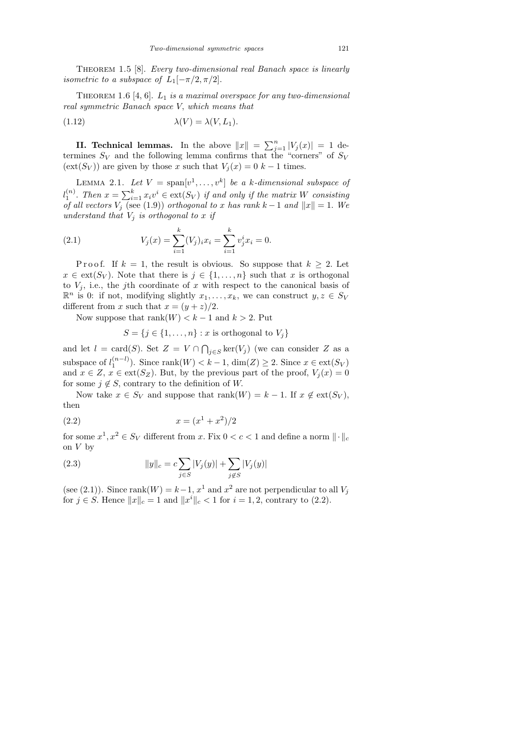THEOREM 1.5 [8]. *Every two-dimensional real Banach space is linearly isometric to a subspace of $L_1[-\pi/2, \pi/2]$.*

THEOREM 1.6 [4, 6]. *$L_1$ is a maximal overspace for any two-dimensional real symmetric Banach space $V$, which means that*

$$\lambda(V) = \lambda(V, L_1). \tag{1.12}$$

**II. Technical lemmas.** In the above $\|x\| = \sum_{j=1}^{n} |V_j(x)| = 1$ determines $S_V$ and the following lemma confirms that the "corners" of $S_V$ ($\mathrm{ext}(S_V)$) are given by those $x$ such that $V_j(x) = 0$ $k-1$ times.

LEMMA 2.1. *Let $V = \mathrm{span}[v^1, \ldots, v^k]$ be a $k$-dimensional subspace of $l_1^{(n)}$. Then $x = \sum_{i=1}^{k} x_i v^i \in \mathrm{ext}(S_V)$ if and only if the matrix $W$ consisting of all vectors $V_j$ (see (1.9)) orthogonal to $x$ has rank $k-1$ and $\|x\| = 1$. We understand that $V_j$ is orthogonal to $x$ if*

$$V_j(x) = \sum_{i=1}^{k} (V_j)_i x_i = \sum_{i=1}^{k} v_j^i x_i = 0. \tag{2.1}$$

Proof. If $k = 1$, the result is obvious. So suppose that $k \geq 2$. Let $x \in \mathrm{ext}(S_V)$. Note that there is $j \in \{1, \ldots, n\}$ such that $x$ is orthogonal to $V_j$, i.e., the $j$th coordinate of $x$ with respect to the canonical basis of $\mathbb{R}^n$ is 0: if not, modifying slightly $x_1, \ldots, x_k$, we can construct $y, z \in S_V$ different from $x$ such that $x = (y+z)/2$.

Now suppose that $\mathrm{rank}(W) < k-1$ and $k > 2$. Put

$$S = \{j \in \{1, \ldots, n\} : x \text{ is orthogonal to } V_j\}$$

and let $l = \mathrm{card}(S)$. Set $Z = V \cap \bigcap_{j \in S} \ker(V_j)$ (we can consider $Z$ as a subspace of $l_1^{(n-l)}$). Since $\mathrm{rank}(W) < k-1$, $\dim(Z) \geq 2$. Since $x \in \mathrm{ext}(S_V)$ and $x \in Z$, $x \in \mathrm{ext}(S_Z)$. But, by the previous part of the proof, $V_j(x) = 0$ for some $j \notin S$, contrary to the definition of $W$.

Now take $x \in S_V$ and suppose that $\mathrm{rank}(W) = k-1$. If $x \notin \mathrm{ext}(S_V)$, then

$$x = (x^1 + x^2)/2 \tag{2.2}$$

for some $x^1, x^2 \in S_V$ different from $x$. Fix $0 < c < 1$ and define a norm $\|\cdot\|_c$ on $V$ by

$$\|y\|_c = c \sum_{j \in S} |V_j(y)| + \sum_{j \notin S} |V_j(y)| \tag{2.3}$$

(see (2.1)). Since $\mathrm{rank}(W) = k-1$, $x^1$ and $x^2$ are not perpendicular to all $V_j$ for $j \in S$. Hence $\|x\|_c = 1$ and $\|x^i\|_c < 1$ for $i = 1, 2$, contrary to (2.2).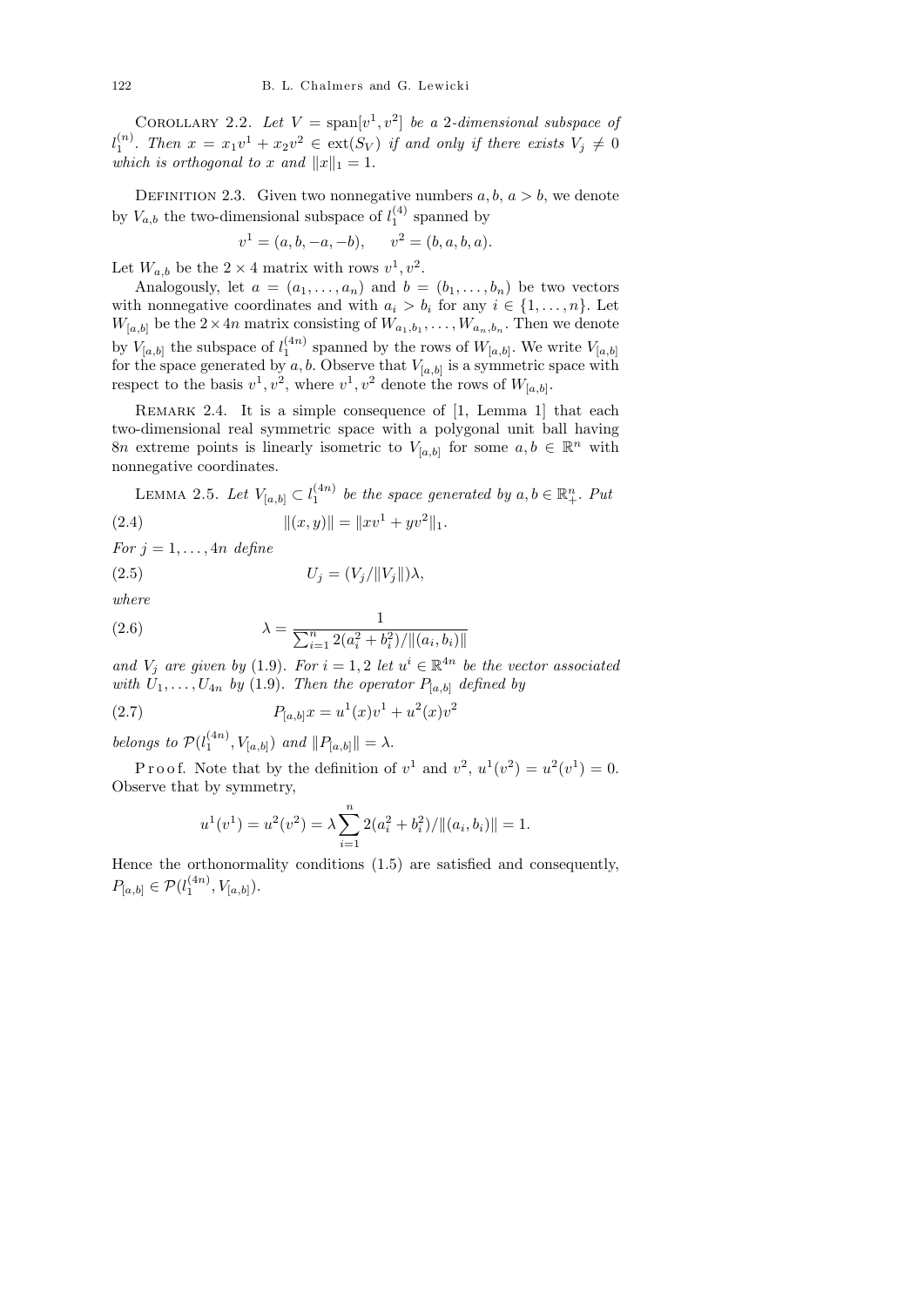COROLLARY 2.2. *Let $V = \operatorname{span}[v^1, v^2]$ be a 2-dimensional subspace of $l_1^{(n)}$. Then $x = x_1 v^1 + x_2 v^2 \in \operatorname{ext}(S_V)$ if and only if there exists $V_j \neq 0$ which is orthogonal to $x$ and $\|x\|_1 = 1$.*

DEFINITION 2.3. Given two nonnegative numbers $a, b$, $a > b$, we denote by $V_{a,b}$ the two-dimensional subspace of $l_1^{(4)}$ spanned by

$$v^1 = (a, b, -a, -b), \qquad v^2 = (b, a, b, a).$$

Let $W_{a,b}$ be the $2 \times 4$ matrix with rows $v^1, v^2$.

Analogously, let $a = (a_1, \ldots, a_n)$ and $b = (b_1, \ldots, b_n)$ be two vectors with nonnegative coordinates and with $a_i > b_i$ for any $i \in \{1, \ldots, n\}$. Let $W_{[a,b]}$ be the $2 \times 4n$ matrix consisting of $W_{a_1,b_1}, \ldots, W_{a_n,b_n}$. Then we denote by $V_{[a,b]}$ the subspace of $l_1^{(4n)}$ spanned by the rows of $W_{[a,b]}$. We write $V_{[a,b]}$ for the space generated by $a, b$. Observe that $V_{[a,b]}$ is a symmetric space with respect to the basis $v^1, v^2$, where $v^1, v^2$ denote the rows of $W_{[a,b]}$.

REMARK 2.4. It is a simple consequence of [1, Lemma 1] that each two-dimensional real symmetric space with a polygonal unit ball having $8n$ extreme points is linearly isometric to $V_{[a,b]}$ for some $a, b \in \mathbb{R}^n$ with nonnegative coordinates.

LEMMA 2.5. *Let $V_{[a,b]} \subset l_1^{(4n)}$ be the space generated by $a, b \in \mathbb{R}_+^n$. Put*

$$\|(x, y)\| = \|xv^1 + yv^2\|_1. \tag{2.4}$$

*For $j = 1, \ldots, 4n$ define*

$$U_j = (V_j / \|V_j\|)\lambda, \tag{2.5}$$

*where*

$$\lambda = \frac{1}{\sum_{i=1}^n 2(a_i^2 + b_i^2)/\|(a_i, b_i)\|} \tag{2.6}$$

*and $V_j$ are given by (1.9). For $i = 1, 2$ let $u^i \in \mathbb{R}^{4n}$ be the vector associated with $U_1, \ldots, U_{4n}$ by (1.9). Then the operator $P_{[a,b]}$ defined by*

$$P_{[a,b]} x = u^1(x) v^1 + u^2(x) v^2 \tag{2.7}$$

*belongs to $\mathcal{P}(l_1^{(4n)}, V_{[a,b]})$ and $\|P_{[a,b]}\| = \lambda$.*

Proof. Note that by the definition of $v^1$ and $v^2$, $u^1(v^2) = u^2(v^1) = 0$. Observe that by symmetry,

$$u^1(v^1) = u^2(v^2) = \lambda \sum_{i=1}^n 2(a_i^2 + b_i^2)/\|(a_i, b_i)\| = 1.$$

Hence the orthonormality conditions (1.5) are satisfied and consequently, $P_{[a,b]} \in \mathcal{P}(l_1^{(4n)}, V_{[a,b]})$.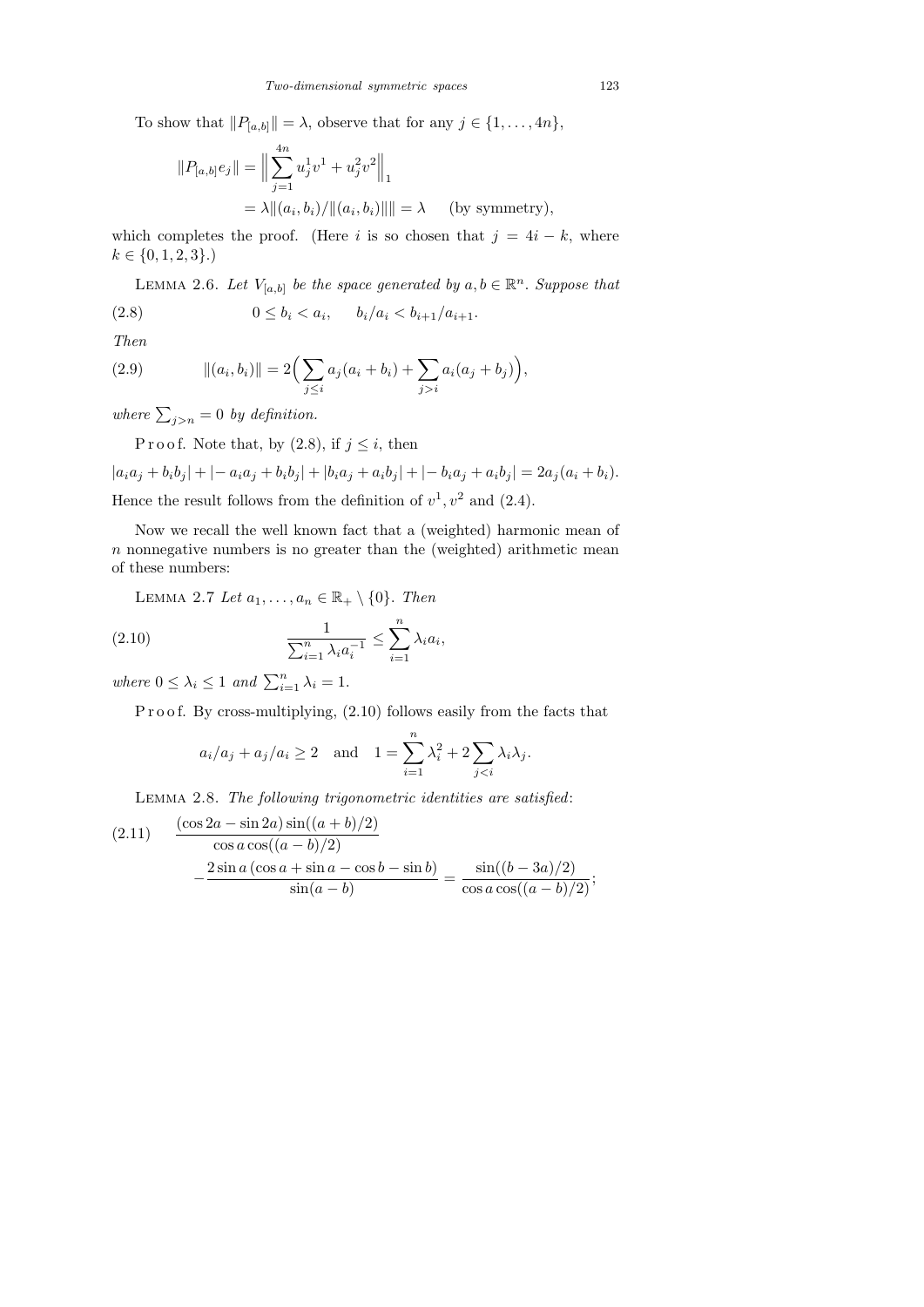To show that $\|P_{[a,b]}\| = \lambda$, observe that for any $j \in \{1, \ldots, 4n\}$,

$$\begin{aligned}
\|P_{[a,b]} e_j\| &= \Big\| \sum_{j=1}^{4n} u_j^1 v^1 + u_j^2 v^2 \Big\|_1 \\
&= \lambda \|(a_i, b_i)/\|(a_i, b_i)\|\| = \lambda \qquad \text{(by symmetry)},
\end{aligned}$$

which completes the proof. (Here $i$ is so chosen that $j = 4i - k$, where $k \in \{0, 1, 2, 3\}$.)

Lemma 2.6. *Let $V_{[a,b]}$ be the space generated by $a, b \in \mathbb{R}^n$. Suppose that*

$$0 \le b_i < a_i, \qquad b_i/a_i < b_{i+1}/a_{i+1}. \tag{2.8}$$

*Then*

$$\|(a_i, b_i)\| = 2\Big( \sum_{j \le i} a_j (a_i + b_i) + \sum_{j > i} a_i (a_j + b_j) \Big), \tag{2.9}$$

*where $\sum_{j>n} = 0$ by definition.*

Proof. Note that, by (2.8), if $j \le i$, then

$$|a_i a_j + b_i b_j| + |- a_i a_j + b_i b_j| + |b_i a_j + a_i b_j| + |- b_i a_j + a_i b_j| = 2a_j (a_i + b_i).$$

Hence the result follows from the definition of $v^1, v^2$ and (2.4).

Now we recall the well known fact that a (weighted) harmonic mean of $n$ nonnegative numbers is no greater than the (weighted) arithmetic mean of these numbers:

Lemma 2.7 *Let $a_1, \ldots, a_n \in \mathbb{R}_+ \setminus \{0\}$. Then*

$$\frac{1}{\sum_{i=1}^n \lambda_i a_i^{-1}} \le \sum_{i=1}^n \lambda_i a_i, \tag{2.10}$$

*where $0 \le \lambda_i \le 1$ and $\sum_{i=1}^n \lambda_i = 1$.*

Proof. By cross-multiplying, (2.10) follows easily from the facts that

$$a_i/a_j + a_j/a_i \ge 2 \quad \text{and} \quad 1 = \sum_{i=1}^n \lambda_i^2 + 2 \sum_{j<i} \lambda_i \lambda_j.$$

Lemma 2.8. *The following trigonometric identities are satisfied*:

$$\begin{aligned}
&\frac{(\cos 2a - \sin 2a) \sin((a+b)/2)}{\cos a \cos((a-b)/2)} \\
&\qquad - \frac{2 \sin a \,(\cos a + \sin a - \cos b - \sin b)}{\sin(a - b)} = \frac{\sin((b - 3a)/2)}{\cos a \cos((a-b)/2)};
\end{aligned} \tag{2.11}$$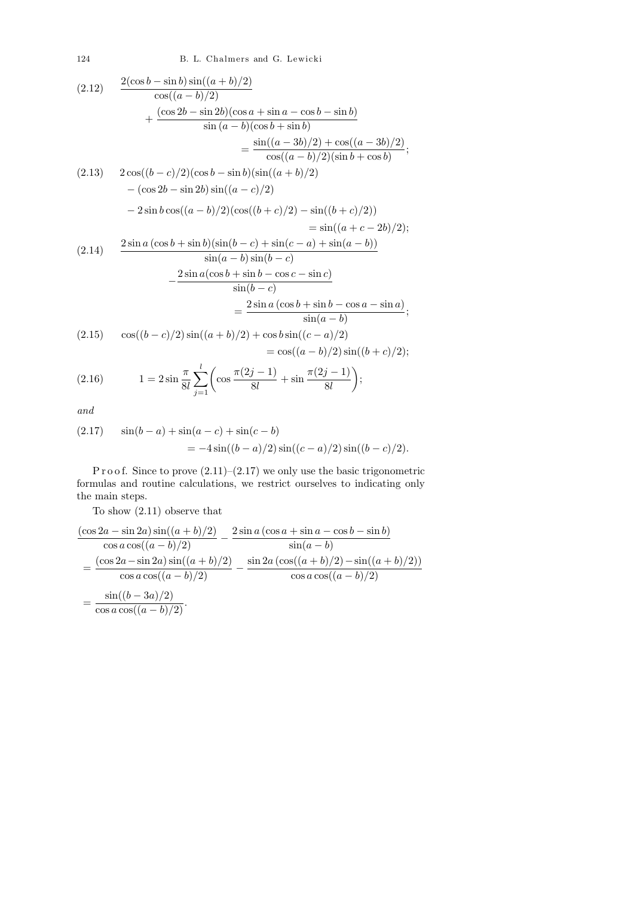$$\frac{2(\cos b-\sin b)\sin((a+b)/2)}{\cos((a-b)/2)} + \frac{(\cos 2b-\sin 2b)(\cos a+\sin a-\cos b-\sin b)}{\sin(a-b)(\cos b+\sin b)} = \frac{\sin((a-3b)/2)+\cos((a-3b)/2)}{\cos((a-b)/2)(\sin b+\cos b)}; \tag{2.12}$$

$$\begin{aligned} &2\cos((b-c)/2)(\cos b-\sin b)(\sin((a+b)/2) \\ &\quad -(\cos 2b-\sin 2b)\sin((a-c)/2) \\ &\quad -2\sin b\cos((a-b)/2)(\cos((b+c)/2)-\sin((b+c)/2)) \\ &\qquad = \sin((a+c-2b)/2); \end{aligned} \tag{2.13}$$

$$\begin{aligned} &\frac{2\sin a\,(\cos b+\sin b)(\sin(b-c)+\sin(c-a)+\sin(a-b))}{\sin(a-b)\sin(b-c)} \\ &\quad -\frac{2\sin a(\cos b+\sin b-\cos c-\sin c)}{\sin(b-c)} \\ &\qquad = \frac{2\sin a\,(\cos b+\sin b-\cos a-\sin a)}{\sin(a-b)}; \end{aligned} \tag{2.14}$$

$$\cos((b-c)/2)\sin((a+b)/2)+\cos b\sin((c-a)/2) = \cos((a-b)/2)\sin((b+c)/2); \tag{2.15}$$

$$1 = 2\sin\frac{\pi}{8l}\sum_{j=1}^{l}\left(\cos\frac{\pi(2j-1)}{8l}+\sin\frac{\pi(2j-1)}{8l}\right); \tag{2.16}$$

*and*

$$\sin(b-a)+\sin(a-c)+\sin(c-b) = -4\sin((b-a)/2)\sin((c-a)/2)\sin((b-c)/2). \tag{2.17}$$

Proof. Since to prove (2.11)–(2.17) we only use the basic trigonometric formulas and routine calculations, we restrict ourselves to indicating only the main steps.

To show (2.11) observe that

$$\begin{aligned} &\frac{(\cos 2a-\sin 2a)\sin((a+b)/2)}{\cos a\cos((a-b)/2)} - \frac{2\sin a\,(\cos a+\sin a-\cos b-\sin b)}{\sin(a-b)} \\ &= \frac{(\cos 2a-\sin 2a)\sin((a+b)/2)}{\cos a\cos((a-b)/2)} - \frac{\sin 2a\,(\cos((a+b)/2)-\sin((a+b)/2))}{\cos a\cos((a-b)/2)} \\ &= \frac{\sin((b-3a)/2)}{\cos a\cos((a-b)/2)}. \end{aligned}$$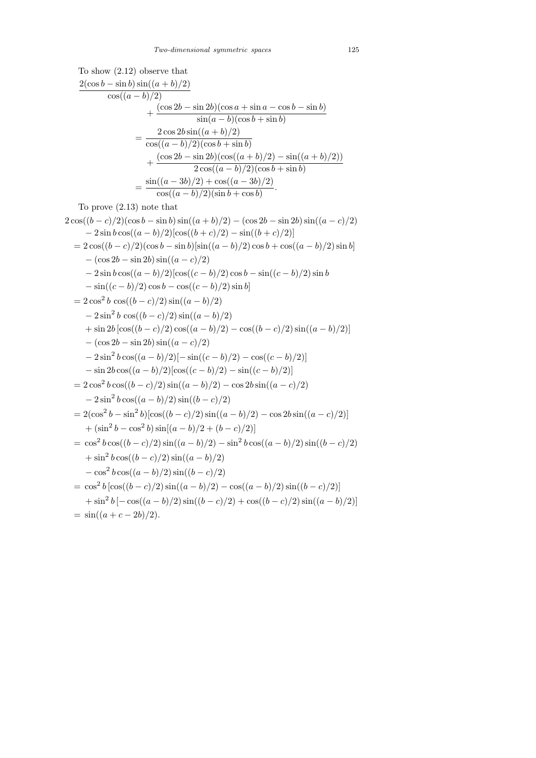To show (2.12) observe that

$$
\begin{aligned}
&\frac{2(\cos b - \sin b)\sin((a+b)/2)}{\cos((a-b)/2)} \\
&\qquad\qquad + \frac{(\cos 2b - \sin 2b)(\cos a + \sin a - \cos b - \sin b)}{\sin(a-b)(\cos b + \sin b)} \\
&\qquad = \frac{2\cos 2b \sin((a+b)/2)}{\cos((a-b)/2)(\cos b + \sin b)} \\
&\qquad\qquad + \frac{(\cos 2b - \sin 2b)(\cos((a+b)/2) - \sin((a+b)/2))}{2\cos((a-b)/2)(\cos b + \sin b)} \\
&\qquad = \frac{\sin((a-3b)/2) + \cos((a-3b)/2)}{\cos((a-b)/2)(\sin b + \cos b)}.
\end{aligned}
$$

To prove (2.13) note that

$$
\begin{aligned}
&2\cos((b-c)/2)(\cos b - \sin b)\sin((a+b)/2) - (\cos 2b - \sin 2b)\sin((a-c)/2) \\
&\quad - 2\sin b \cos((a-b)/2)[\cos((b+c)/2) - \sin((b+c)/2)] \\
&= 2\cos((b-c)/2)(\cos b - \sin b)[\sin((a-b)/2)\cos b + \cos((a-b)/2)\sin b] \\
&\quad - (\cos 2b - \sin 2b)\sin((a-c)/2) \\
&\quad - 2\sin b \cos((a-b)/2)[\cos((c-b)/2)\cos b - \sin((c-b)/2)\sin b \\
&\quad - \sin((c-b)/2)\cos b - \cos((c-b)/2)\sin b] \\
&= 2\cos^2 b\, \cos((b-c)/2)\sin((a-b)/2) \\
&\quad - 2\sin^2 b\, \cos((b-c)/2)\sin((a-b)/2) \\
&\quad + \sin 2b\,[\cos((b-c)/2)\cos((a-b)/2) - \cos((b-c)/2)\sin((a-b)/2)] \\
&\quad - (\cos 2b - \sin 2b)\sin((a-c)/2) \\
&\quad - 2\sin^2 b \cos((a-b)/2)[-\sin((c-b)/2) - \cos((c-b)/2)] \\
&\quad - \sin 2b \cos((a-b)/2)[\cos((c-b)/2) - \sin((c-b)/2)] \\
&= 2\cos^2 b \cos((b-c)/2)\sin((a-b)/2) - \cos 2b \sin((a-c)/2) \\
&\quad - 2\sin^2 b \cos((a-b)/2)\sin((b-c)/2) \\
&= 2(\cos^2 b - \sin^2 b)[\cos((b-c)/2)\sin((a-b)/2) - \cos 2b \sin((a-c)/2)] \\
&\quad + (\sin^2 b - \cos^2 b)\sin[(a-b)/2 + (b-c)/2)] \\
&= \cos^2 b \cos((b-c)/2)\sin((a-b)/2) - \sin^2 b \cos((a-b)/2)\sin((b-c)/2) \\
&\quad + \sin^2 b \cos((b-c)/2)\sin((a-b)/2) \\
&\quad - \cos^2 b \cos((a-b)/2)\sin((b-c)/2) \\
&= \cos^2 b\,[\cos((b-c)/2)\sin((a-b)/2) - \cos((a-b)/2)\sin((b-c)/2)] \\
&\quad + \sin^2 b\,[-\cos((a-b)/2)\sin((b-c)/2) + \cos((b-c)/2)\sin((a-b)/2)] \\
&= \sin((a+c-2b)/2).
\end{aligned}
$$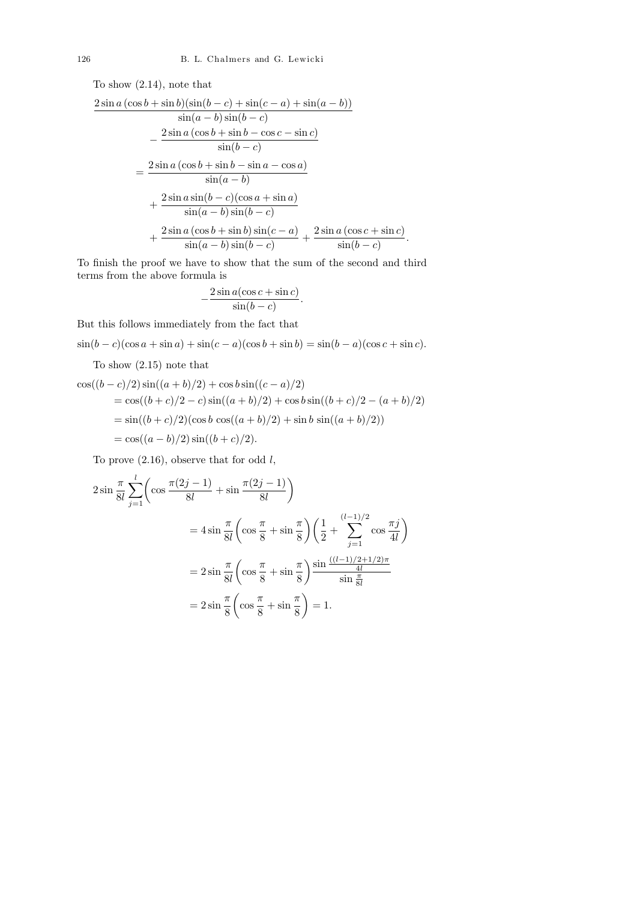To show (2.14), note that

$$
\begin{aligned}
&\frac{2\sin a\,(\cos b+\sin b)(\sin(b-c)+\sin(c-a)+\sin(a-b))}{\sin(a-b)\sin(b-c)} \\
&\qquad - \frac{2\sin a\,(\cos b+\sin b-\cos c-\sin c)}{\sin(b-c)} \\
&\quad = \frac{2\sin a\,(\cos b+\sin b-\sin a-\cos a)}{\sin(a-b)} \\
&\qquad + \frac{2\sin a\sin(b-c)(\cos a+\sin a)}{\sin(a-b)\sin(b-c)} \\
&\qquad + \frac{2\sin a\,(\cos b+\sin b)\sin(c-a)}{\sin(a-b)\sin(b-c)} + \frac{2\sin a\,(\cos c+\sin c)}{\sin(b-c)}.
\end{aligned}
$$

To finish the proof we have to show that the sum of the second and third terms from the above formula is

$$
-\frac{2\sin a(\cos c+\sin c)}{\sin(b-c)}.
$$

But this follows immediately from the fact that

$$
\sin(b-c)(\cos a+\sin a)+\sin(c-a)(\cos b+\sin b)=\sin(b-a)(\cos c+\sin c).
$$

To show (2.15) note that

$$
\begin{aligned}
&\cos((b-c)/2)\sin((a+b)/2)+\cos b\sin((c-a)/2) \\
&\quad = \cos((b+c)/2-c)\sin((a+b)/2)+\cos b\sin((b+c)/2-(a+b)/2) \\
&\quad = \sin((b+c)/2)(\cos b\,\cos((a+b)/2)+\sin b\,\sin((a+b)/2)) \\
&\quad = \cos((a-b)/2)\sin((b+c)/2).
\end{aligned}
$$

To prove (2.16), observe that for odd $l$,

$$
\begin{aligned}
&2\sin\frac{\pi}{8l}\sum_{j=1}^{l}\left(\cos\frac{\pi(2j-1)}{8l}+\sin\frac{\pi(2j-1)}{8l}\right) \\
&\qquad = 4\sin\frac{\pi}{8l}\left(\cos\frac{\pi}{8}+\sin\frac{\pi}{8}\right)\left(\frac{1}{2}+\sum_{j=1}^{(l-1)/2}\cos\frac{\pi j}{4l}\right) \\
&\qquad = 2\sin\frac{\pi}{8l}\left(\cos\frac{\pi}{8}+\sin\frac{\pi}{8}\right)\frac{\sin\frac{((l-1)/2+1/2)\pi}{4l}}{\sin\frac{\pi}{8l}} \\
&\qquad = 2\sin\frac{\pi}{8}\left(\cos\frac{\pi}{8}+\sin\frac{\pi}{8}\right)=1.
\end{aligned}
$$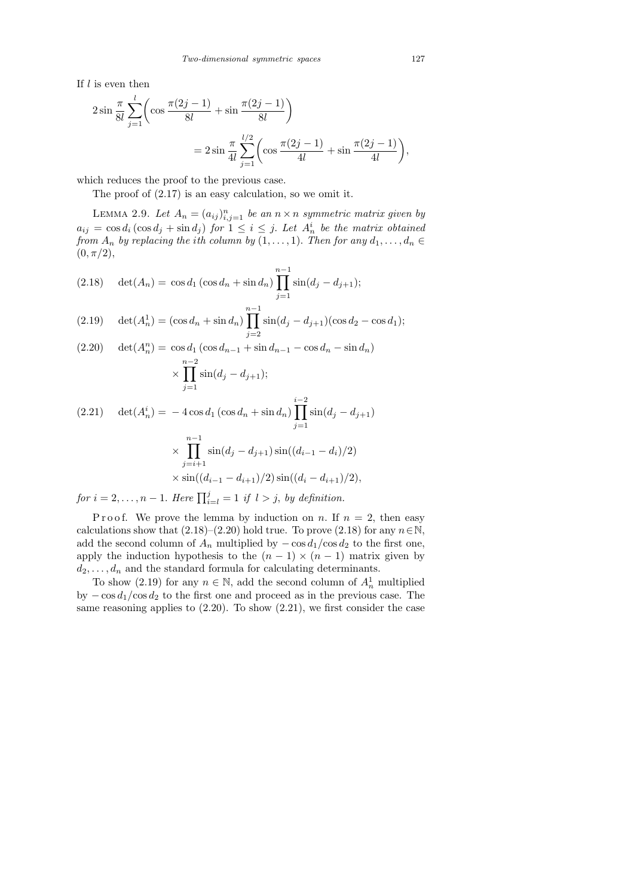If $l$ is even then

$$2\sin\frac{\pi}{8l}\sum_{j=1}^{l}\biggl(\cos\frac{\pi(2j-1)}{8l}+\sin\frac{\pi(2j-1)}{8l}\biggr) = 2\sin\frac{\pi}{4l}\sum_{j=1}^{l/2}\biggl(\cos\frac{\pi(2j-1)}{4l}+\sin\frac{\pi(2j-1)}{4l}\biggr),$$

which reduces the proof to the previous case.

The proof of (2.17) is an easy calculation, so we omit it.

LEMMA 2.9. *Let $A_n=(a_{ij})_{i,j=1}^n$ be an $n\times n$ symmetric matrix given by $a_{ij}=\cos d_i\,(\cos d_j+\sin d_j)$ for $1\le i\le j$. Let $A_n^i$ be the matrix obtained from $A_n$ by replacing the $i$th column by $(1,\ldots,1)$. Then for any $d_1,\ldots,d_n\in(0,\pi/2)$,*

$$\det(A_n)=\cos d_1\,(\cos d_n+\sin d_n)\prod_{j=1}^{n-1}\sin(d_j-d_{j+1});\tag{2.18}$$

$$\det(A_n^1)=(\cos d_n+\sin d_n)\prod_{j=2}^{n-1}\sin(d_j-d_{j+1})(\cos d_2-\cos d_1);\tag{2.19}$$

$$\det(A_n^n)=\cos d_1\,(\cos d_{n-1}+\sin d_{n-1}-\cos d_n-\sin d_n)\times\prod_{j=1}^{n-2}\sin(d_j-d_{j+1});\tag{2.20}$$

$$\begin{aligned}\det(A_n^i)={}&-4\cos d_1\,(\cos d_n+\sin d_n)\prod_{j=1}^{i-2}\sin(d_j-d_{j+1})\\&\times\prod_{j=i+1}^{n-1}\sin(d_j-d_{j+1})\sin((d_{i-1}-d_i)/2)\\&\times\sin((d_{i-1}-d_{i+1})/2)\sin((d_i-d_{i+1})/2),\end{aligned}\tag{2.21}$$

*for $i=2,\ldots,n-1$. Here $\prod_{i=l}^{j}=1$ if $l>j$, by definition.*

Proof. We prove the lemma by induction on $n$. If $n=2$, then easy calculations show that (2.18)–(2.20) hold true. To prove (2.18) for any $n\in\mathbb{N}$, add the second column of $A_n$ multiplied by $-\cos d_1/\cos d_2$ to the first one, apply the induction hypothesis to the $(n-1)\times(n-1)$ matrix given by $d_2,\ldots,d_n$ and the standard formula for calculating determinants.

To show (2.19) for any $n\in\mathbb{N}$, add the second column of $A_n^1$ multiplied by $-\cos d_1/\cos d_2$ to the first one and proceed as in the previous case. The same reasoning applies to (2.20). To show (2.21), we first consider the case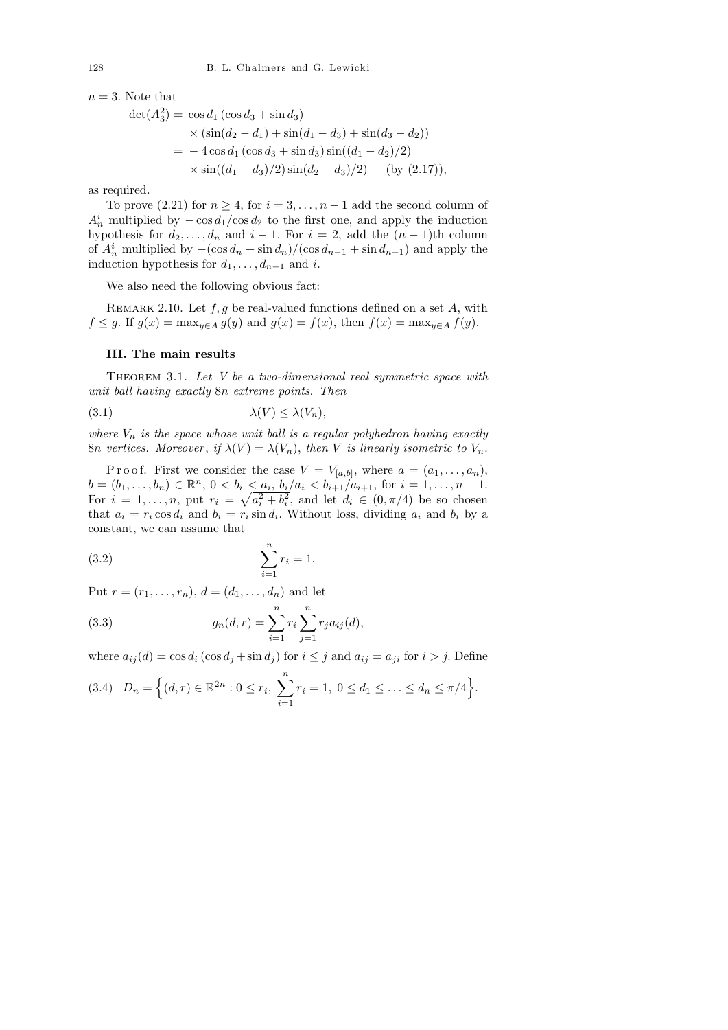$n = 3$. Note that

$$
\begin{aligned}
\det(A_3^2) = &\ \cos d_1 \,(\cos d_3 + \sin d_3) \\
&\times (\sin(d_2 - d_1) + \sin(d_1 - d_3) + \sin(d_3 - d_2)) \\
= &\ -4 \cos d_1 \,(\cos d_3 + \sin d_3) \sin((d_1 - d_2)/2) \\
&\times \sin((d_1 - d_3)/2) \sin(d_2 - d_3)/2) \qquad \text{(by (2.17))},
\end{aligned}
$$

as required.

To prove (2.21) for $n \geq 4$, for $i = 3, \ldots, n-1$ add the second column of $A_n^i$ multiplied by $-\cos d_1/\cos d_2$ to the first one, and apply the induction hypothesis for $d_2, \ldots, d_n$ and $i-1$. For $i = 2$, add the $(n-1)$th column of $A_n^i$ multiplied by $-(\cos d_n + \sin d_n)/(\cos d_{n-1} + \sin d_{n-1})$ and apply the induction hypothesis for $d_1, \ldots, d_{n-1}$ and $i$.

We also need the following obvious fact:

Remark 2.10. Let $f, g$ be real-valued functions defined on a set $A$, with $f \leq g$. If $g(x) = \max_{y \in A} g(y)$ and $g(x) = f(x)$, then $f(x) = \max_{y \in A} f(y)$.

### III. The main results

Theorem 3.1. *Let $V$ be a two-dimensional real symmetric space with unit ball having exactly $8n$ extreme points. Then*

$$
\lambda(V) \leq \lambda(V_n), \tag{3.1}
$$

*where $V_n$ is the space whose unit ball is a regular polyhedron having exactly $8n$ vertices. Moreover, if $\lambda(V) = \lambda(V_n)$, then $V$ is linearly isometric to $V_n$.*

Proof. First we consider the case $V = V_{[a,b]}$, where $a = (a_1, \ldots, a_n)$, $b = (b_1, \ldots, b_n) \in \mathbb{R}^n$, $0 < b_i < a_i$, $b_i/a_i < b_{i+1}/a_{i+1}$, for $i = 1, \ldots, n-1$. For $i = 1, \ldots, n$, put $r_i = \sqrt{a_i^2 + b_i^2}$, and let $d_i \in (0, \pi/4)$ be so chosen that $a_i = r_i \cos d_i$ and $b_i = r_i \sin d_i$. Without loss, dividing $a_i$ and $b_i$ by a constant, we can assume that

$$
\sum_{i=1}^{n} r_i = 1. \tag{3.2}
$$

Put $r = (r_1, \ldots, r_n)$, $d = (d_1, \ldots, d_n)$ and let

$$
g_n(d, r) = \sum_{i=1}^{n} r_i \sum_{j=1}^{n} r_j a_{ij}(d), \tag{3.3}
$$

where $a_{ij}(d) = \cos d_i \,(\cos d_j + \sin d_j)$ for $i \leq j$ and $a_{ij} = a_{ji}$ for $i > j$. Define

$$
D_n = \Big\{(d, r) \in \mathbb{R}^{2n} : 0 \leq r_i,\ \sum_{i=1}^{n} r_i = 1,\ 0 \leq d_1 \leq \ldots \leq d_n \leq \pi/4\Big\}. \tag{3.4}
$$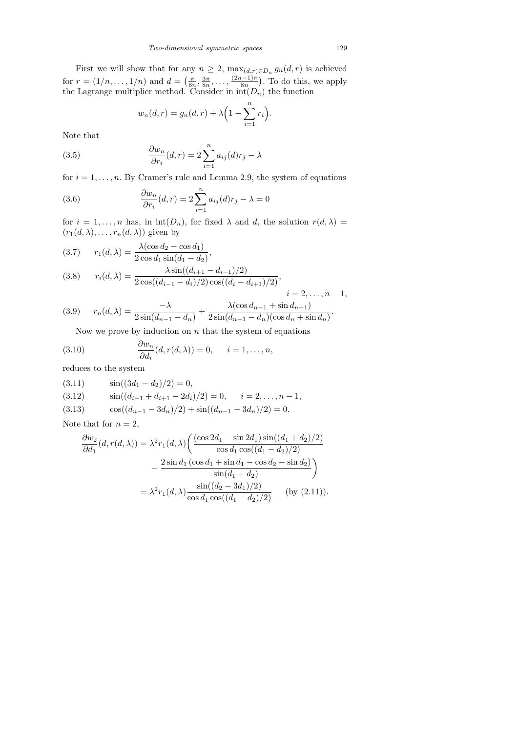First we will show that for any $n \geq 2$, $\max_{(d,r)\in D_n} g_n(d,r)$ is achieved for $r = (1/n, \ldots, 1/n)$ and $d = \left(\frac{\pi}{8n}, \frac{3\pi}{8n}, \ldots, \frac{(2n-1)\pi}{8n}\right)$. To do this, we apply the Lagrange multiplier method. Consider in $\mathrm{int}(D_n)$ the function

$$w_n(d,r) = g_n(d,r) + \lambda\Big(1 - \sum_{i=1}^{n} r_i\Big).$$

Note that

$$\frac{\partial w_n}{\partial r_i}(d,r) = 2\sum_{i=1}^{n} a_{ij}(d) r_j - \lambda \tag{3.5}$$

for $i = 1, \ldots, n$. By Cramer's rule and Lemma 2.9, the system of equations

$$\frac{\partial w_n}{\partial r_i}(d,r) = 2\sum_{i=1}^{n} a_{ij}(d) r_j - \lambda = 0 \tag{3.6}$$

for $i = 1, \ldots, n$ has, in $\mathrm{int}(D_n)$, for fixed $\lambda$ and $d$, the solution $r(d,\lambda) = (r_1(d,\lambda), \ldots, r_n(d,\lambda))$ given by

$$r_1(d,\lambda) = \frac{\lambda(\cos d_2 - \cos d_1)}{2\cos d_1 \sin(d_1 - d_2)}, \tag{3.7}$$

$$r_i(d,\lambda) = \frac{\lambda \sin((d_{i+1} - d_{i-1})/2)}{2\cos((d_{i-1} - d_i)/2)\cos((d_i - d_{i+1})/2)}, \qquad i = 2, \ldots, n-1, \tag{3.8}$$

$$r_n(d,\lambda) = \frac{-\lambda}{2\sin(d_{n-1} - d_n)} + \frac{\lambda(\cos d_{n-1} + \sin d_{n-1})}{2\sin(d_{n-1} - d_n)(\cos d_n + \sin d_n)}. \tag{3.9}$$

Now we prove by induction on $n$ that the system of equations

$$\frac{\partial w_n}{\partial d_i}(d, r(d,\lambda)) = 0, \qquad i = 1, \ldots, n, \tag{3.10}$$

reduces to the system

$$\sin((3d_1 - d_2)/2) = 0, \tag{3.11}$$

$$\sin((d_{i-1} + d_{i+1} - 2d_i)/2) = 0, \qquad i = 2, \ldots, n-1, \tag{3.12}$$

$$\cos((d_{n-1} - 3d_n)/2) + \sin((d_{n-1} - 3d_n)/2) = 0. \tag{3.13}$$

Note that for $n = 2$,

$$\begin{aligned}
\frac{\partial w_2}{\partial d_1}(d, r(d,\lambda)) &= \lambda^2 r_1(d,\lambda)\bigg(\frac{(\cos 2d_1 - \sin 2d_1)\sin((d_1 + d_2)/2)}{\cos d_1 \cos((d_1 - d_2)/2)} \\
&\qquad - \frac{2\sin d_1\,(\cos d_1 + \sin d_1 - \cos d_2 - \sin d_2)}{\sin(d_1 - d_2)}\bigg) \\
&= \lambda^2 r_1(d,\lambda)\frac{\sin((d_2 - 3d_1)/2)}{\cos d_1 \cos((d_1 - d_2)/2)} \qquad \text{(by (2.11))}.
\end{aligned}$$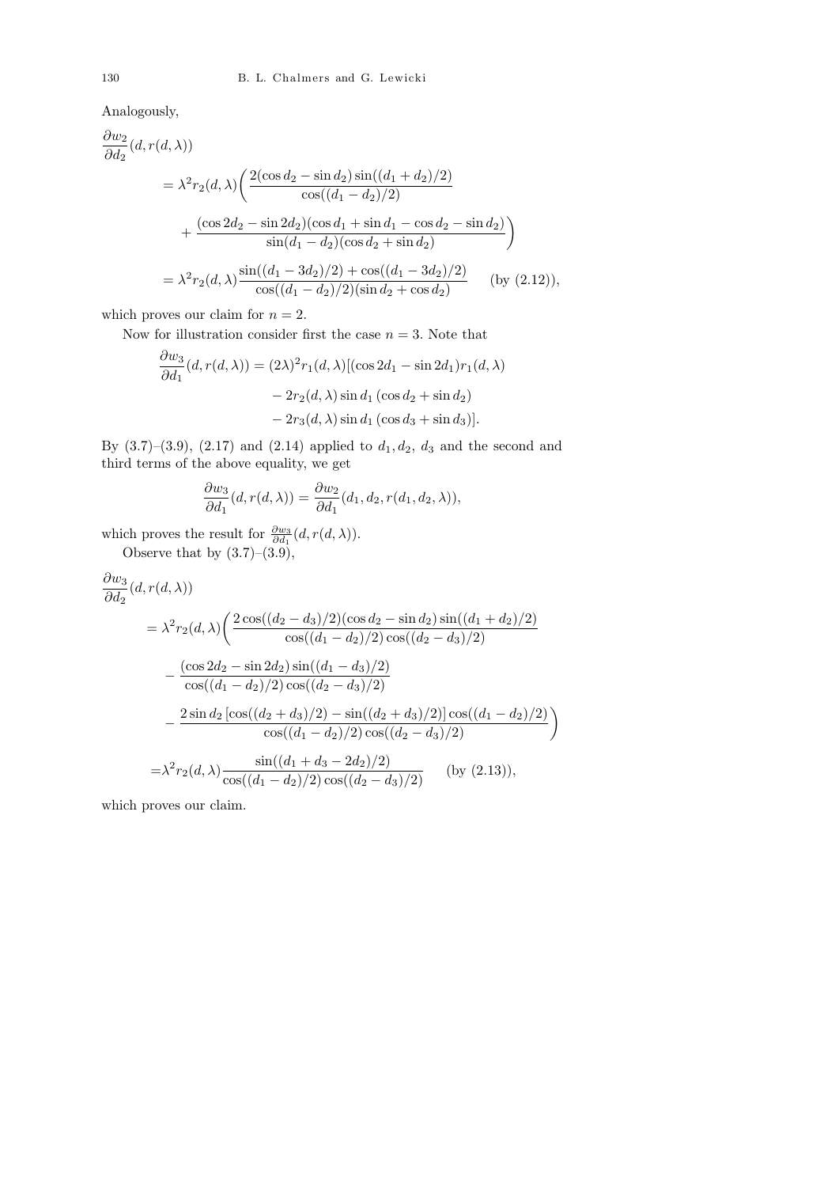Analogously,

$$
\begin{aligned}
\frac{\partial w_2}{\partial d_2}&(d, r(d,\lambda)) \\
&= \lambda^2 r_2(d,\lambda)\bigg(\frac{2(\cos d_2 - \sin d_2)\sin((d_1+d_2)/2)}{\cos((d_1-d_2)/2)} \\
&\quad + \frac{(\cos 2d_2 - \sin 2d_2)(\cos d_1 + \sin d_1 - \cos d_2 - \sin d_2)}{\sin(d_1-d_2)(\cos d_2 + \sin d_2)}\bigg) \\
&= \lambda^2 r_2(d,\lambda)\frac{\sin((d_1-3d_2)/2) + \cos((d_1-3d_2)/2)}{\cos((d_1-d_2)/2)(\sin d_2 + \cos d_2)} \qquad \text{(by (2.12))},
\end{aligned}
$$

which proves our claim for $n = 2$.

Now for illustration consider first the case $n = 3$. Note that

$$
\begin{aligned}
\frac{\partial w_3}{\partial d_1}(d, r(d,\lambda)) = (2\lambda)^2 r_1(d,\lambda)[&(\cos 2d_1 - \sin 2d_1) r_1(d,\lambda) \\
&- 2r_2(d,\lambda)\sin d_1\,(\cos d_2 + \sin d_2) \\
&- 2r_3(d,\lambda)\sin d_1\,(\cos d_3 + \sin d_3)].
\end{aligned}
$$

By (3.7)–(3.9), (2.17) and (2.14) applied to $d_1, d_2$, $d_3$ and the second and third terms of the above equality, we get

$$
\frac{\partial w_3}{\partial d_1}(d, r(d,\lambda)) = \frac{\partial w_2}{\partial d_1}(d_1, d_2, r(d_1, d_2, \lambda)),
$$

which proves the result for $\frac{\partial w_3}{\partial d_1}(d, r(d,\lambda))$.

Observe that by (3.7)–(3.9),

$$
\begin{aligned}
\frac{\partial w_3}{\partial d_2}&(d, r(d,\lambda)) \\
&= \lambda^2 r_2(d,\lambda)\bigg(\frac{2\cos((d_2-d_3)/2)(\cos d_2 - \sin d_2)\sin((d_1+d_2)/2)}{\cos((d_1-d_2)/2)\cos((d_2-d_3)/2)} \\
&\quad - \frac{(\cos 2d_2 - \sin 2d_2)\sin((d_1-d_3)/2)}{\cos((d_1-d_2)/2)\cos((d_2-d_3)/2)} \\
&\quad - \frac{2\sin d_2\,[\cos((d_2+d_3)/2) - \sin((d_2+d_3)/2)]\cos((d_1-d_2)/2)}{\cos((d_1-d_2)/2)\cos((d_2-d_3)/2)}\bigg) \\
&= \lambda^2 r_2(d,\lambda)\frac{\sin((d_1+d_3-2d_2)/2)}{\cos((d_1-d_2)/2)\cos((d_2-d_3)/2)} \qquad \text{(by (2.13))},
\end{aligned}
$$

which proves our claim.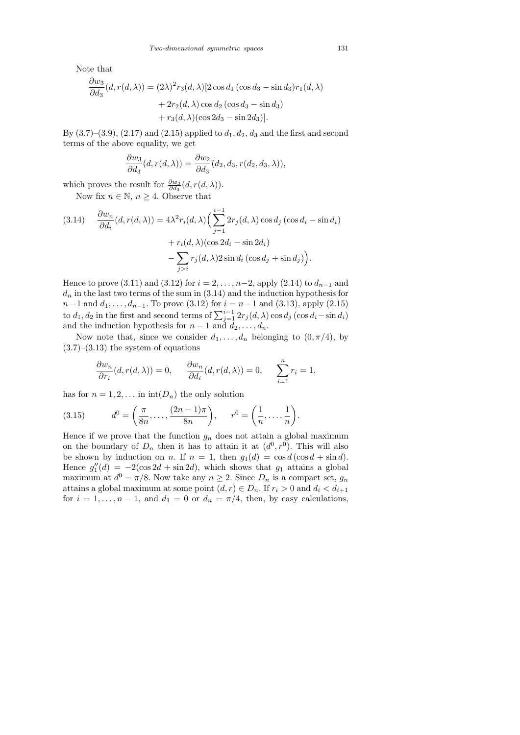Note that

$$
\begin{aligned}
\frac{\partial w_3}{\partial d_3}(d, r(d,\lambda)) = (2\lambda)^2 r_3(d,\lambda)[&2\cos d_1\,(\cos d_3 - \sin d_3) r_1(d,\lambda) \\
&+ 2r_2(d,\lambda)\cos d_2\,(\cos d_3 - \sin d_3) \\
&+ r_3(d,\lambda)(\cos 2d_3 - \sin 2d_3)].
\end{aligned}
$$

By (3.7)–(3.9), (2.17) and (2.15) applied to $d_1, d_2, d_3$ and the first and second terms of the above equality, we get

$$
\frac{\partial w_3}{\partial d_3}(d, r(d,\lambda)) = \frac{\partial w_2}{\partial d_3}(d_2, d_3, r(d_2, d_3, \lambda)),
$$

which proves the result for $\frac{\partial w_3}{\partial d_3}(d, r(d,\lambda))$.

Now fix $n \in \mathbb{N}$, $n \ge 4$. Observe that

$$
\begin{aligned}
\text{(3.14)} \quad \frac{\partial w_n}{\partial d_i}(d, r(d,\lambda)) = 4\lambda^2 r_i(d,\lambda)\Big(&\sum_{j=1}^{i-1} 2r_j(d,\lambda)\cos d_j\,(\cos d_i - \sin d_i) \\
&+ r_i(d,\lambda)(\cos 2d_i - \sin 2d_i) \\
&- \sum_{j>i} r_j(d,\lambda) 2\sin d_i\,(\cos d_j + \sin d_j)\Big).
\end{aligned}
$$

Hence to prove (3.11) and (3.12) for $i = 2, \ldots, n-2$, apply (2.14) to $d_{n-1}$ and $d_n$ in the last two terms of the sum in (3.14) and the induction hypothesis for $n-1$ and $d_1, \ldots, d_{n-1}$. To prove (3.12) for $i = n-1$ and (3.13), apply (2.15) to $d_1, d_2$ in the first and second terms of $\sum_{j=1}^{i-1} 2r_j(d,\lambda)\cos d_j\,(\cos d_i - \sin d_i)$ and the induction hypothesis for $n-1$ and $d_2, \ldots, d_n$.

Now note that, since we consider $d_1, \ldots, d_n$ belonging to $(0, \pi/4)$, by (3.7)–(3.13) the system of equations

$$
\frac{\partial w_n}{\partial r_i}(d, r(d,\lambda)) = 0, \qquad \frac{\partial w_n}{\partial d_i}(d, r(d,\lambda)) = 0, \qquad \sum_{i=1}^{n} r_i = 1,
$$

has for $n = 1, 2, \ldots$ in $\mathrm{int}(D_n)$ the only solution

$$
\text{(3.15)} \qquad d^0 = \left(\frac{\pi}{8n}, \ldots, \frac{(2n-1)\pi}{8n}\right), \qquad r^0 = \left(\frac{1}{n}, \ldots, \frac{1}{n}\right).
$$

Hence if we prove that the function $g_n$ does not attain a global maximum on the boundary of $D_n$ then it has to attain it at $(d^0, r^0)$. This will also be shown by induction on $n$. If $n = 1$, then $g_1(d) = \cos d\,(\cos d + \sin d)$. Hence $g_1''(d) = -2(\cos 2d + \sin 2d)$, which shows that $g_1$ attains a global maximum at $d^0 = \pi/8$. Now take any $n \ge 2$. Since $D_n$ is a compact set, $g_n$ attains a global maximum at some point $(d, r) \in D_n$. If $r_i > 0$ and $d_i < d_{i+1}$ for $i = 1, \ldots, n-1$, and $d_1 = 0$ or $d_n = \pi/4$, then, by easy calculations,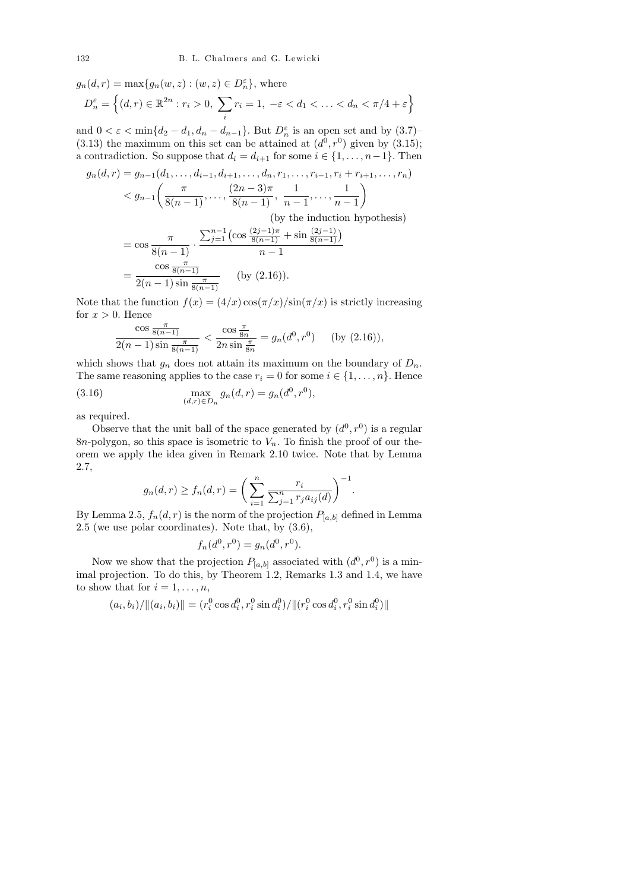$g_n(d,r) = \max\{g_n(w,z) : (w,z) \in D_n^\varepsilon\}$, where

$$D_n^\varepsilon = \Big\{(d,r) \in \mathbb{R}^{2n} : r_i > 0,\ \sum_i r_i = 1,\ -\varepsilon < d_1 < \ldots < d_n < \pi/4 + \varepsilon\Big\}$$

and $0 < \varepsilon < \min\{d_2 - d_1, d_n - d_{n-1}\}$. But $D_n^\varepsilon$ is an open set and by (3.7)–(3.13) the maximum on this set can be attained at $(d^0, r^0)$ given by (3.15); a contradiction. So suppose that $d_i = d_{i+1}$ for some $i \in \{1, \ldots, n-1\}$. Then

$$\begin{aligned}
g_n(d,r) &= g_{n-1}(d_1, \ldots, d_{i-1}, d_{i+1}, \ldots, d_n, r_1, \ldots, r_{i-1}, r_i + r_{i+1}, \ldots, r_n) \\
&< g_{n-1}\bigg(\frac{\pi}{8(n-1)}, \ldots, \frac{(2n-3)\pi}{8(n-1)},\ \frac{1}{n-1}, \ldots, \frac{1}{n-1}\bigg) \\
&\qquad\qquad\qquad\qquad\qquad\qquad \text{(by the induction hypothesis)} \\
&= \cos\frac{\pi}{8(n-1)} \cdot \frac{\sum_{j=1}^{n-1}\big(\cos\frac{(2j-1)\pi}{8(n-1)} + \sin\frac{(2j-1)}{8(n-1)}\big)}{n-1} \\
&= \frac{\cos\frac{\pi}{8(n-1)}}{2(n-1)\sin\frac{\pi}{8(n-1)}} \qquad \text{(by (2.16))}.
\end{aligned}$$

Note that the function $f(x) = (4/x)\cos(\pi/x)/\sin(\pi/x)$ is strictly increasing for $x > 0$. Hence

$$\frac{\cos\frac{\pi}{8(n-1)}}{2(n-1)\sin\frac{\pi}{8(n-1)}} < \frac{\cos\frac{\pi}{8n}}{2n\sin\frac{\pi}{8n}} = g_n(d^0, r^0) \qquad \text{(by (2.16))},$$

which shows that $g_n$ does not attain its maximum on the boundary of $D_n$. The same reasoning applies to the case $r_i = 0$ for some $i \in \{1, \ldots, n\}$. Hence

$$\max_{(d,r)\in D_n} g_n(d,r) = g_n(d^0, r^0), \tag{3.16}$$

as required.

Observe that the unit ball of the space generated by $(d^0, r^0)$ is a regular $8n$-polygon, so this space is isometric to $V_n$. To finish the proof of our theorem we apply the idea given in Remark 2.10 twice. Note that by Lemma 2.7,

$$g_n(d,r) \ge f_n(d,r) = \bigg(\sum_{i=1}^n \frac{r_i}{\sum_{j=1}^n r_j a_{ij}(d)}\bigg)^{-1}.$$

By Lemma 2.5, $f_n(d,r)$ is the norm of the projection $P_{[a,b]}$ defined in Lemma 2.5 (we use polar coordinates). Note that, by (3.6),

$$f_n(d^0, r^0) = g_n(d^0, r^0).$$

Now we show that the projection $P_{[a,b]}$ associated with $(d^0, r^0)$ is a minimal projection. To do this, by Theorem 1.2, Remarks 1.3 and 1.4, we have to show that for $i = 1, \ldots, n$,

$$(a_i, b_i)/\|(a_i, b_i)\| = (r_i^0 \cos d_i^0, r_i^0 \sin d_i^0)/\|(r_i^0 \cos d_i^0, r_i^0 \sin d_i^0)\|$$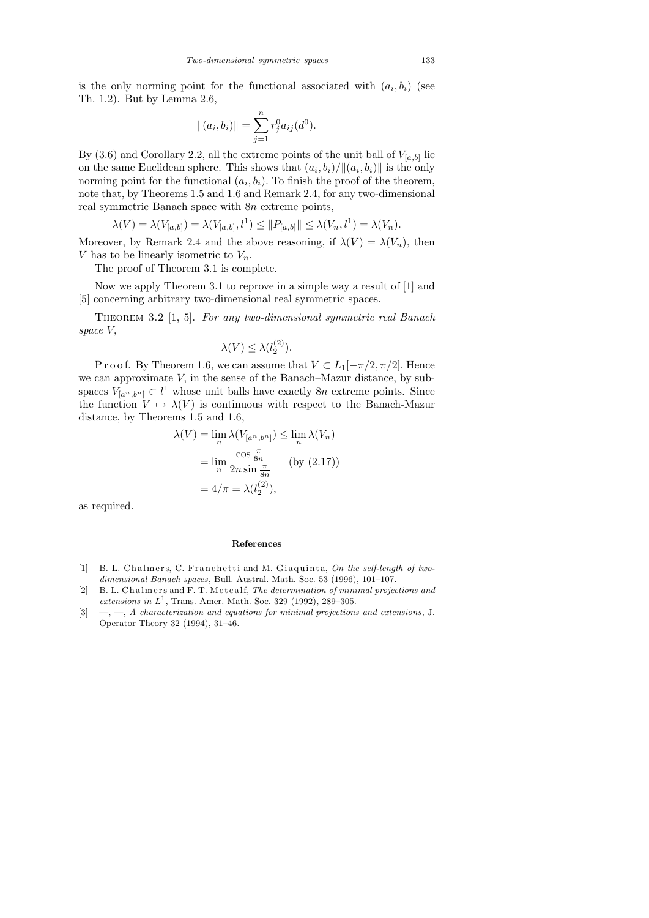is the only norming point for the functional associated with $(a_i, b_i)$ (see Th. 1.2). But by Lemma 2.6,

$$\|(a_i, b_i)\| = \sum_{j=1}^{n} r_j^0 a_{ij}(d^0).$$

By (3.6) and Corollary 2.2, all the extreme points of the unit ball of $V_{[a,b]}$ lie on the same Euclidean sphere. This shows that $(a_i, b_i)/\|(a_i, b_i)\|$ is the only norming point for the functional $(a_i, b_i)$. To finish the proof of the theorem, note that, by Theorems 1.5 and 1.6 and Remark 2.4, for any two-dimensional real symmetric Banach space with $8n$ extreme points,

$$\lambda(V) = \lambda(V_{[a,b]}) = \lambda(V_{[a,b]}, l^1) \leq \|P_{[a,b]}\| \leq \lambda(V_n, l^1) = \lambda(V_n).$$

Moreover, by Remark 2.4 and the above reasoning, if $\lambda(V) = \lambda(V_n)$, then $V$ has to be linearly isometric to $V_n$.

The proof of Theorem 3.1 is complete.

Now we apply Theorem 3.1 to reprove in a simple way a result of [1] and [5] concerning arbitrary two-dimensional real symmetric spaces.

Theorem 3.2 [1, 5]. *For any two-dimensional symmetric real Banach space $V$,*

$$\lambda(V) \leq \lambda(l_2^{(2)}).$$

Proof. By Theorem 1.6, we can assume that $V \subset L_1[-\pi/2, \pi/2]$. Hence we can approximate $V$, in the sense of the Banach–Mazur distance, by subspaces $V_{[a^n, b^n]} \subset l^1$ whose unit balls have exactly $8n$ extreme points. Since the function $V \mapsto \lambda(V)$ is continuous with respect to the Banach-Mazur distance, by Theorems 1.5 and 1.6,

$$\begin{aligned}
\lambda(V) &= \lim_n \lambda(V_{[a^n, b^n]}) \leq \lim_n \lambda(V_n) \\
&= \lim_n \frac{\cos \frac{\pi}{8n}}{2n \sin \frac{\pi}{8n}} \qquad \text{(by (2.17))} \\
&= 4/\pi = \lambda(l_2^{(2)}),
\end{aligned}$$

as required.

#### References

[1] B. L. Chalmers, C. Franchetti and M. Giaquinta, *On the self-length of two-dimensional Banach spaces*, Bull. Austral. Math. Soc. 53 (1996), 101–107.

[2] B. L. Chalmers and F. T. Metcalf, *The determination of minimal projections and extensions in $L^1$*, Trans. Amer. Math. Soc. 329 (1992), 289–305.

[3] —, —, *A characterization and equations for minimal projections and extensions*, J. Operator Theory 32 (1994), 31–46.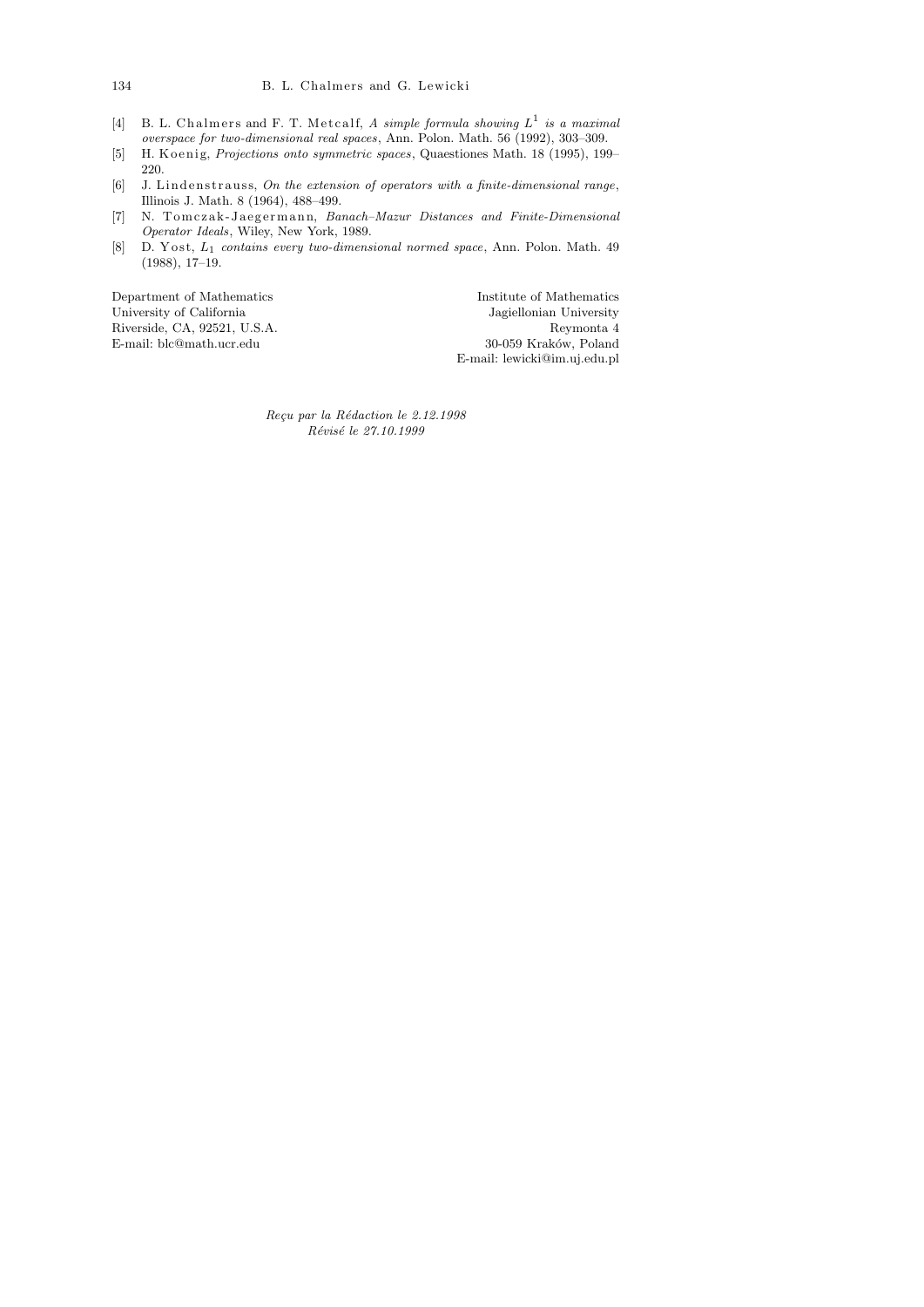[4] B. L. Chalmers and F. T. Metcalf, *A simple formula showing $L^1$ is a maximal overspace for two-dimensional real spaces*, Ann. Polon. Math. 56 (1992), 303–309.

[5] H. Koenig, *Projections onto symmetric spaces*, Quaestiones Math. 18 (1995), 199–220.

[6] J. Lindenstrauss, *On the extension of operators with a finite-dimensional range*, Illinois J. Math. 8 (1964), 488–499.

[7] N. Tomczak-Jaegermann, *Banach–Mazur Distances and Finite-Dimensional Operator Ideals*, Wiley, New York, 1989.

[8] D. Yost, *$L_1$ contains every two-dimensional normed space*, Ann. Polon. Math. 49 (1988), 17–19.

Department of Mathematics
University of California
Riverside, CA, 92521, U.S.A.
E-mail: blc@math.ucr.edu

Institute of Mathematics
Jagiellonian University
Reymonta 4
30-059 Kraków, Poland
E-mail: lewicki@im.uj.edu.pl

*Reçu par la Rédaction le 2.12.1998*
*Révisé le 27.10.1999*